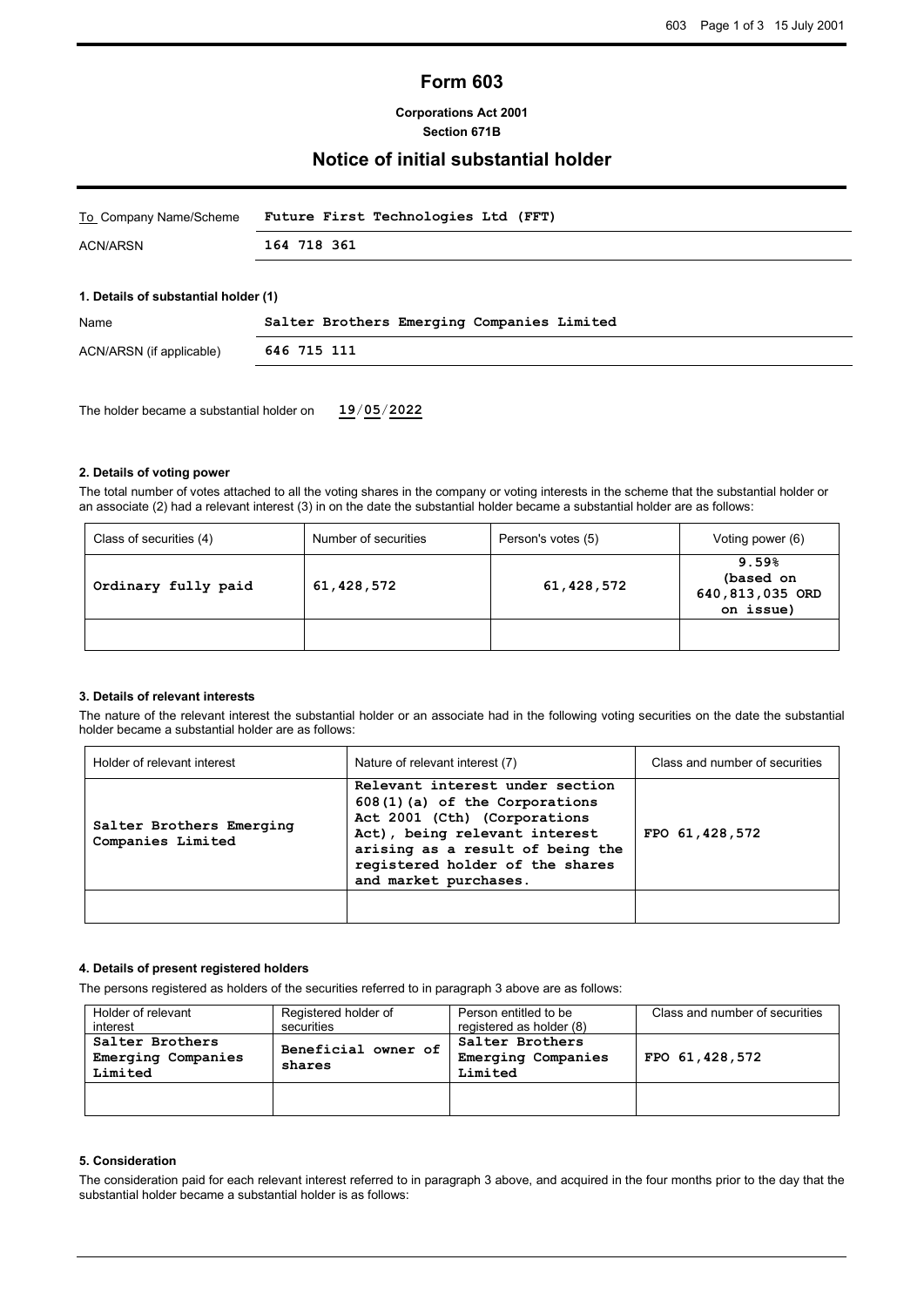# Form 603

**Corporations Act 2001**
**Section 671B**

## Notice of initial substantial holder

| To Company Name/Scheme | **Future First Technologies Ltd (FFT)** |
|---|---|
| ACN/ARSN | **164 718 361** |

**1. Details of substantial holder (1)**

| Name | **Salter Brothers Emerging Companies Limited** |
|---|---|
| ACN/ARSN (if applicable) | **646 715 111** |

The holder became a substantial holder on **19/05/2022**

**2. Details of voting power**

The total number of votes attached to all the voting shares in the company or voting interests in the scheme that the substantial holder or an associate (2) had a relevant interest (3) in on the date the substantial holder became a substantial holder are as follows:

| Class of securities (4) | Number of securities | Person's votes (5) | Voting power (6) |
|---|---|---|---|
| **Ordinary fully paid** | **61,428,572** | **61,428,572** | **9.59% (based on 640,813,035 ORD on issue)** |
| | | | |

**3. Details of relevant interests**

The nature of the relevant interest the substantial holder or an associate had in the following voting securities on the date the substantial holder became a substantial holder are as follows:

| Holder of relevant interest | Nature of relevant interest (7) | Class and number of securities |
|---|---|---|
| **Salter Brothers Emerging Companies Limited** | **Relevant interest under section 608(1)(a) of the Corporations Act 2001 (Cth) (Corporations Act), being relevant interest arising as a result of being the registered holder of the shares and market purchases.** | **FPO 61,428,572** |
| | | |

**4. Details of present registered holders**

The persons registered as holders of the securities referred to in paragraph 3 above are as follows:

| Holder of relevant interest | Registered holder of securities | Person entitled to be registered as holder (8) | Class and number of securities |
|---|---|---|---|
| **Salter Brothers Emerging Companies Limited** | **Beneficial owner of shares** | **Salter Brothers Emerging Companies Limited** | **FPO 61,428,572** |
| | | | |

**5. Consideration**

The consideration paid for each relevant interest referred to in paragraph 3 above, and acquired in the four months prior to the day that the substantial holder became a substantial holder is as follows: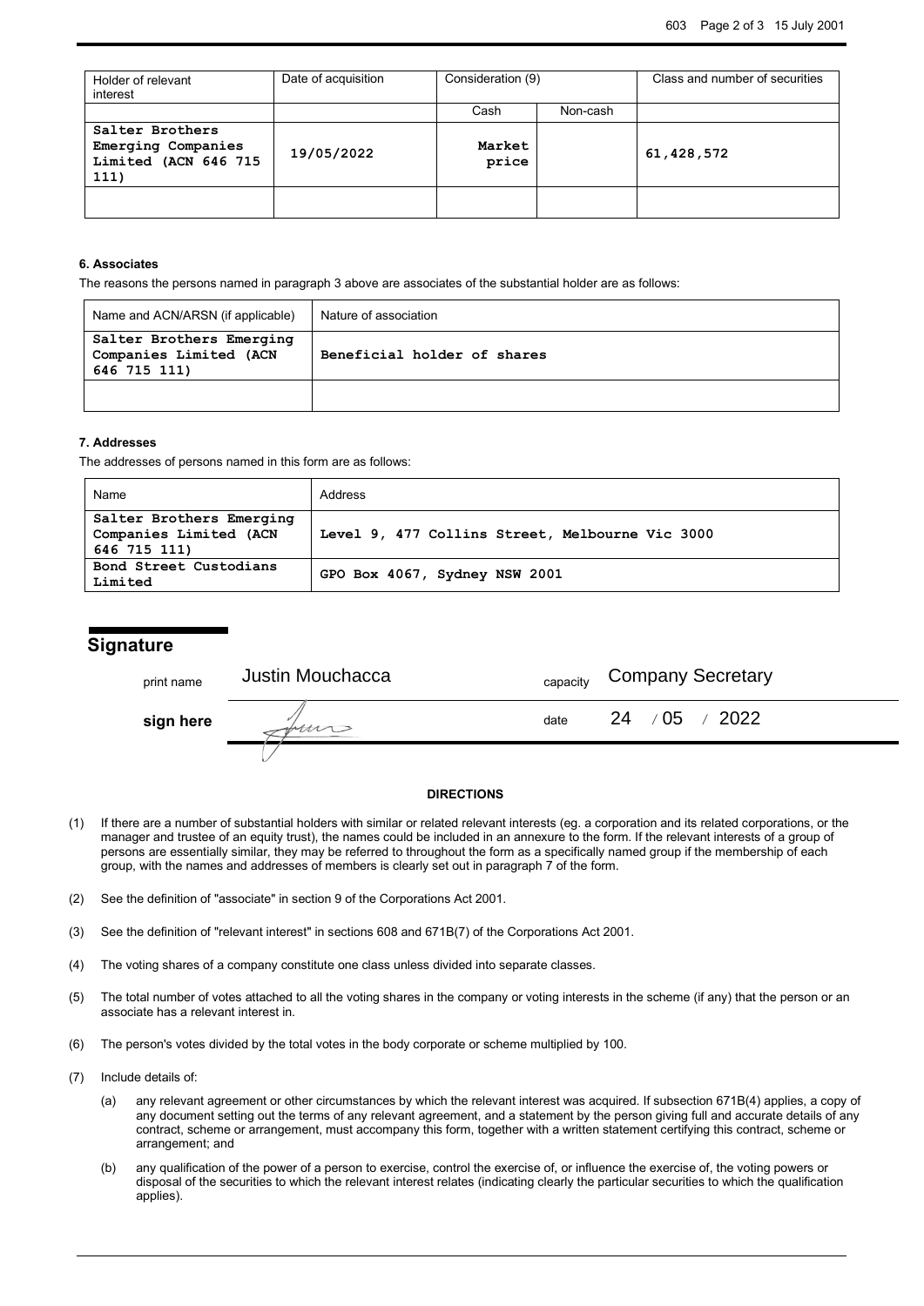| Holder of relevant interest | Date of acquisition | Consideration (9) | | Class and number of securities |
|---|---|---|---|---|
| | | Cash | Non-cash | |
| **Salter Brothers Emerging Companies Limited (ACN 646 715 111)** | **19/05/2022** | **Market price** | | **61,428,572** |
| | | | | |

#### 6. Associates

The reasons the persons named in paragraph 3 above are associates of the substantial holder are as follows:

| Name and ACN/ARSN (if applicable) | Nature of association |
|---|---|
| **Salter Brothers Emerging Companies Limited (ACN 646 715 111)** | **Beneficial holder of shares** |
| | |

#### 7. Addresses

The addresses of persons named in this form are as follows:

| Name | Address |
|---|---|
| **Salter Brothers Emerging Companies Limited (ACN 646 715 111)** | **Level 9, 477 Collins Street, Melbourne Vic 3000** |
| **Bond Street Custodians Limited** | **GPO Box 4067, Sydney NSW 2001** |

## Signature

| | | | |
|---|---|---|---|
| print name | Justin Mouchacca | capacity | Company Secretary |
| **sign here** | | date | 24 / 05 / 2022 |

#### DIRECTIONS

(1) If there are a number of substantial holders with similar or related relevant interests (eg. a corporation and its related corporations, or the manager and trustee of an equity trust), the names could be included in an annexure to the form. If the relevant interests of a group of persons are essentially similar, they may be referred to throughout the form as a specifically named group if the membership of each group, with the names and addresses of members is clearly set out in paragraph 7 of the form.

(2) See the definition of "associate" in section 9 of the Corporations Act 2001.

(3) See the definition of "relevant interest" in sections 608 and 671B(7) of the Corporations Act 2001.

(4) The voting shares of a company constitute one class unless divided into separate classes.

(5) The total number of votes attached to all the voting shares in the company or voting interests in the scheme (if any) that the person or an associate has a relevant interest in.

(6) The person's votes divided by the total votes in the body corporate or scheme multiplied by 100.

(7) Include details of:

- (a) any relevant agreement or other circumstances by which the relevant interest was acquired. If subsection 671B(4) applies, a copy of any document setting out the terms of any relevant agreement, and a statement by the person giving full and accurate details of any contract, scheme or arrangement, must accompany this form, together with a written statement certifying this contract, scheme or arrangement; and
- (b) any qualification of the power of a person to exercise, control the exercise of, or influence the exercise of, the voting powers or disposal of the securities to which the relevant interest relates (indicating clearly the particular securities to which the qualification applies).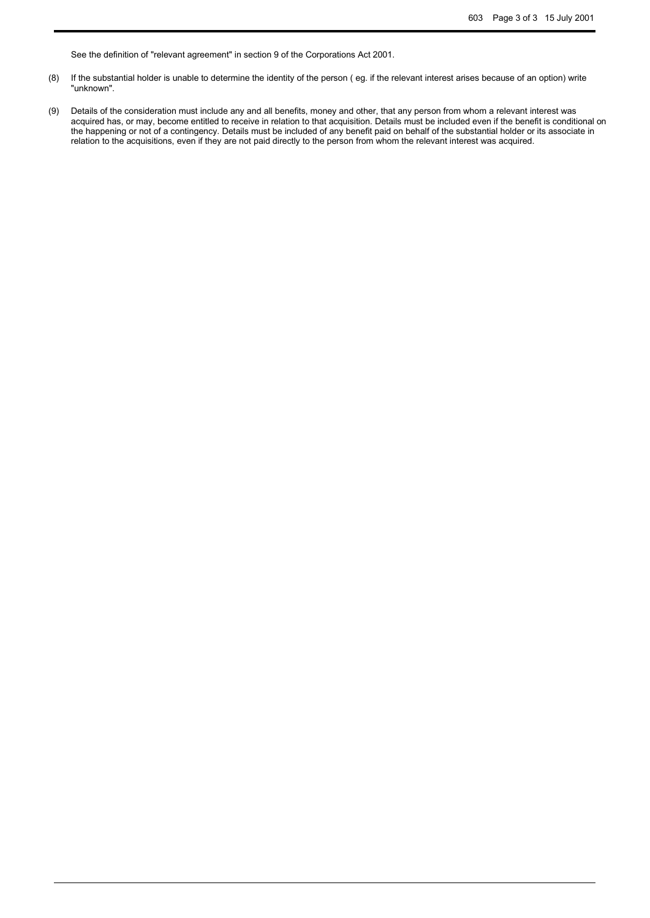See the definition of "relevant agreement" in section 9 of the Corporations Act 2001.

(8) If the substantial holder is unable to determine the identity of the person ( eg. if the relevant interest arises because of an option) write "unknown".

(9) Details of the consideration must include any and all benefits, money and other, that any person from whom a relevant interest was acquired has, or may, become entitled to receive in relation to that acquisition. Details must be included even if the benefit is conditional on the happening or not of a contingency. Details must be included of any benefit paid on behalf of the substantial holder or its associate in relation to the acquisitions, even if they are not paid directly to the person from whom the relevant interest was acquired.